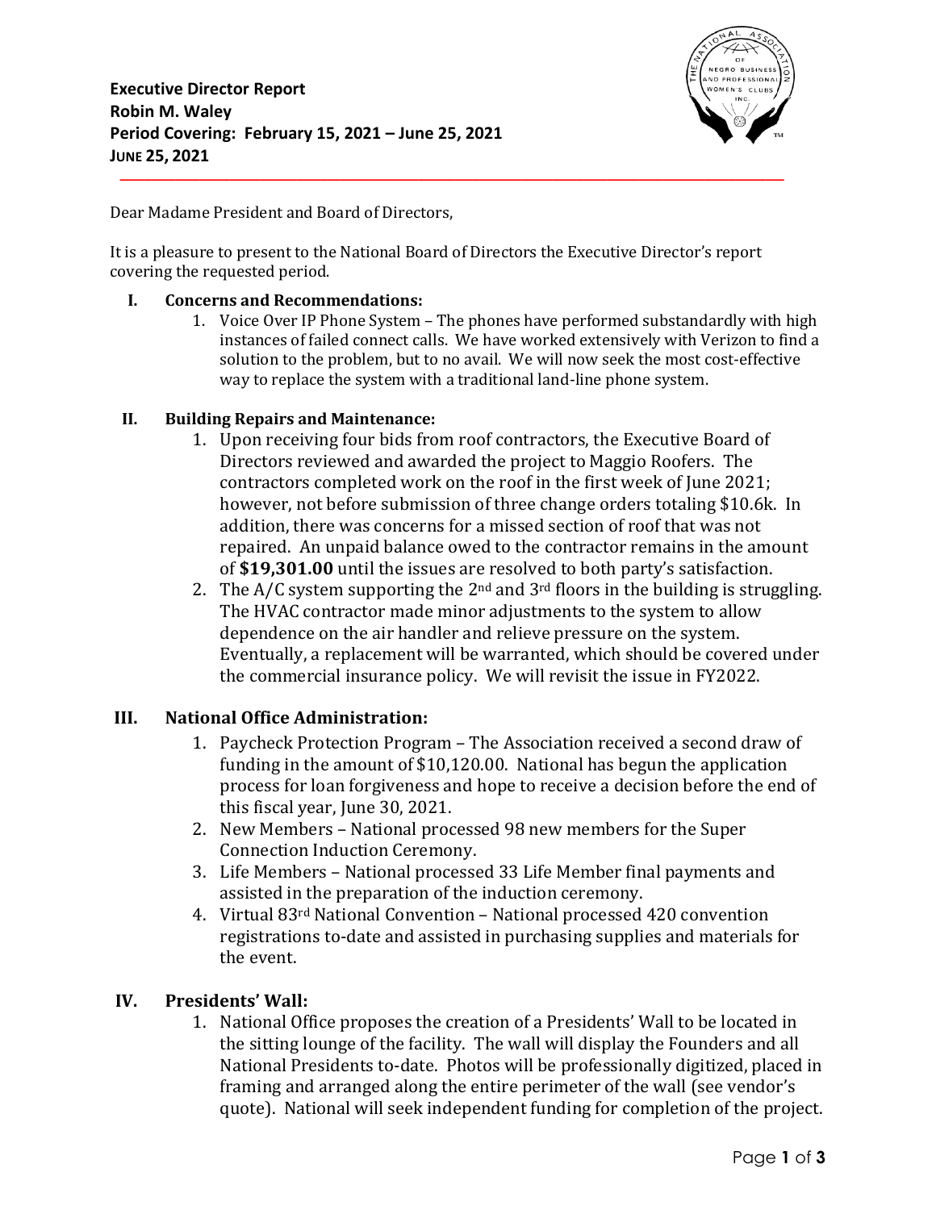**Executive Director Report**
**Robin M. Waley**
**Period Covering: February 15, 2021 – June 25, 2021**
**JUNE 25, 2021**

---

Dear Madame President and Board of Directors,

It is a pleasure to present to the National Board of Directors the Executive Director's report covering the requested period.

## I. Concerns and Recommendations:

1. Voice Over IP Phone System – The phones have performed substandardly with high instances of failed connect calls. We have worked extensively with Verizon to find a solution to the problem, but to no avail. We will now seek the most cost-effective way to replace the system with a traditional land-line phone system.

## II. Building Repairs and Maintenance:

1. Upon receiving four bids from roof contractors, the Executive Board of Directors reviewed and awarded the project to Maggio Roofers. The contractors completed work on the roof in the first week of June 2021; however, not before submission of three change orders totaling $10.6k. In addition, there was concerns for a missed section of roof that was not repaired. An unpaid balance owed to the contractor remains in the amount of **$19,301.00** until the issues are resolved to both party's satisfaction.
2. The A/C system supporting the 2nd and 3rd floors in the building is struggling. The HVAC contractor made minor adjustments to the system to allow dependence on the air handler and relieve pressure on the system. Eventually, a replacement will be warranted, which should be covered under the commercial insurance policy. We will revisit the issue in FY2022.

## III. National Office Administration:

1. Paycheck Protection Program – The Association received a second draw of funding in the amount of $10,120.00. National has begun the application process for loan forgiveness and hope to receive a decision before the end of this fiscal year, June 30, 2021.
2. New Members – National processed 98 new members for the Super Connection Induction Ceremony.
3. Life Members – National processed 33 Life Member final payments and assisted in the preparation of the induction ceremony.
4. Virtual 83rd National Convention – National processed 420 convention registrations to-date and assisted in purchasing supplies and materials for the event.

## IV. Presidents' Wall:

1. National Office proposes the creation of a Presidents' Wall to be located in the sitting lounge of the facility. The wall will display the Founders and all National Presidents to-date. Photos will be professionally digitized, placed in framing and arranged along the entire perimeter of the wall (see vendor's quote). National will seek independent funding for completion of the project.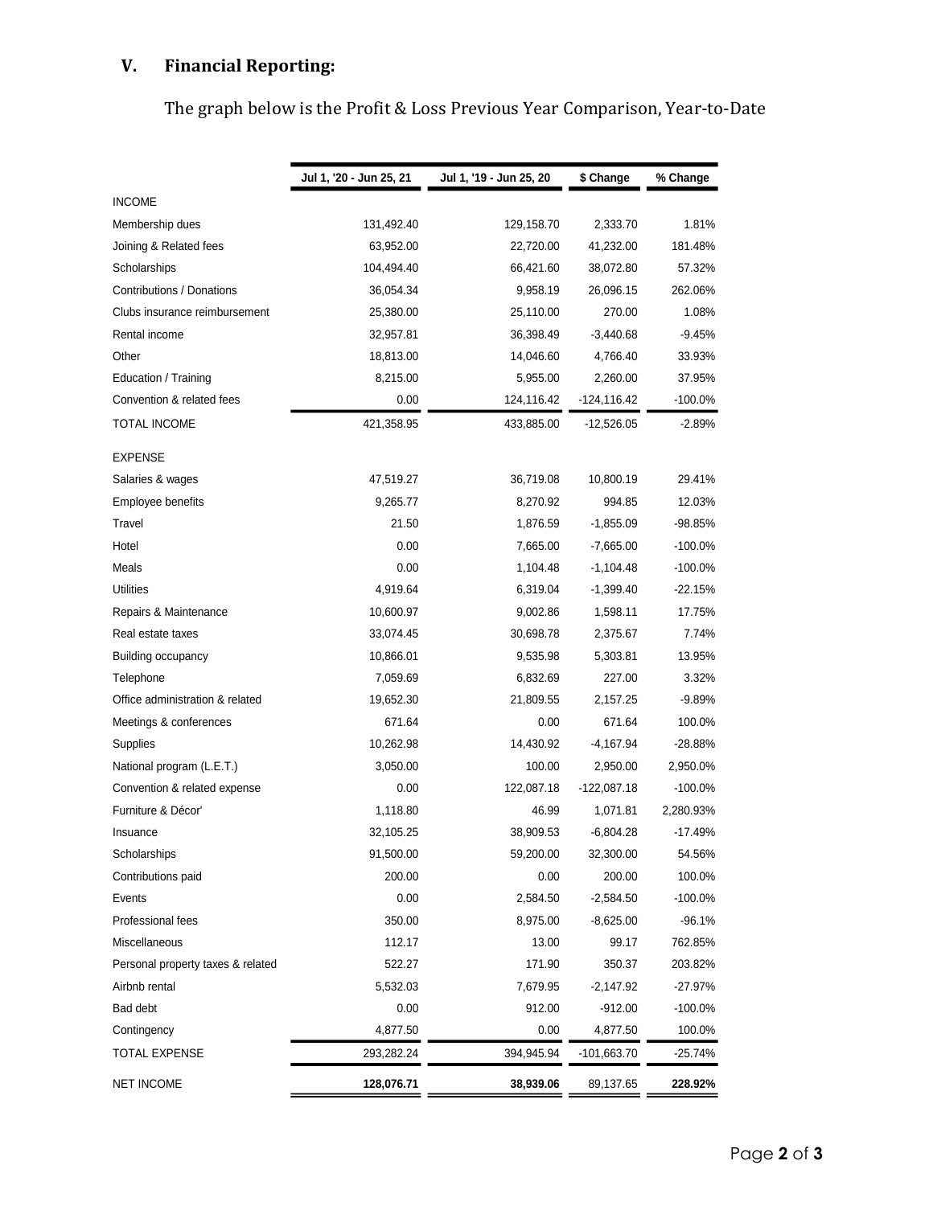## V. Financial Reporting:

The graph below is the Profit & Loss Previous Year Comparison, Year-to-Date

| | Jul 1, '20 - Jun 25, 21 | Jul 1, '19 - Jun 25, 20 | $ Change | % Change |
|---|---|---|---|---|
| INCOME | | | | |
| Membership dues | 131,492.40 | 129,158.70 | 2,333.70 | 1.81% |
| Joining & Related fees | 63,952.00 | 22,720.00 | 41,232.00 | 181.48% |
| Scholarships | 104,494.40 | 66,421.60 | 38,072.80 | 57.32% |
| Contributions / Donations | 36,054.34 | 9,958.19 | 26,096.15 | 262.06% |
| Clubs insurance reimbursement | 25,380.00 | 25,110.00 | 270.00 | 1.08% |
| Rental income | 32,957.81 | 36,398.49 | -3,440.68 | -9.45% |
| Other | 18,813.00 | 14,046.60 | 4,766.40 | 33.93% |
| Education / Training | 8,215.00 | 5,955.00 | 2,260.00 | 37.95% |
| Convention & related fees | 0.00 | 124,116.42 | -124,116.42 | -100.0% |
| TOTAL INCOME | 421,358.95 | 433,885.00 | -12,526.05 | -2.89% |
| EXPENSE | | | | |
| Salaries & wages | 47,519.27 | 36,719.08 | 10,800.19 | 29.41% |
| Employee benefits | 9,265.77 | 8,270.92 | 994.85 | 12.03% |
| Travel | 21.50 | 1,876.59 | -1,855.09 | -98.85% |
| Hotel | 0.00 | 7,665.00 | -7,665.00 | -100.0% |
| Meals | 0.00 | 1,104.48 | -1,104.48 | -100.0% |
| Utilities | 4,919.64 | 6,319.04 | -1,399.40 | -22.15% |
| Repairs & Maintenance | 10,600.97 | 9,002.86 | 1,598.11 | 17.75% |
| Real estate taxes | 33,074.45 | 30,698.78 | 2,375.67 | 7.74% |
| Building occupancy | 10,866.01 | 9,535.98 | 5,303.81 | 13.95% |
| Telephone | 7,059.69 | 6,832.69 | 227.00 | 3.32% |
| Office administration & related | 19,652.30 | 21,809.55 | 2,157.25 | -9.89% |
| Meetings & conferences | 671.64 | 0.00 | 671.64 | 100.0% |
| Supplies | 10,262.98 | 14,430.92 | -4,167.94 | -28.88% |
| National program (L.E.T.) | 3,050.00 | 100.00 | 2,950.00 | 2,950.0% |
| Convention & related expense | 0.00 | 122,087.18 | -122,087.18 | -100.0% |
| Furniture & Décor' | 1,118.80 | 46.99 | 1,071.81 | 2,280.93% |
| Insuance | 32,105.25 | 38,909.53 | -6,804.28 | -17.49% |
| Scholarships | 91,500.00 | 59,200.00 | 32,300.00 | 54.56% |
| Contributions paid | 200.00 | 0.00 | 200.00 | 100.0% |
| Events | 0.00 | 2,584.50 | -2,584.50 | -100.0% |
| Professional fees | 350.00 | 8,975.00 | -8,625.00 | -96.1% |
| Miscellaneous | 112.17 | 13.00 | 99.17 | 762.85% |
| Personal property taxes & related | 522.27 | 171.90 | 350.37 | 203.82% |
| Airbnb rental | 5,532.03 | 7,679.95 | -2,147.92 | -27.97% |
| Bad debt | 0.00 | 912.00 | -912.00 | -100.0% |
| Contingency | 4,877.50 | 0.00 | 4,877.50 | 100.0% |
| TOTAL EXPENSE | 293,282.24 | 394,945.94 | -101,663.70 | -25.74% |
| NET INCOME | **128,076.71** | **38,939.06** | 89,137.65 | **228.92%** |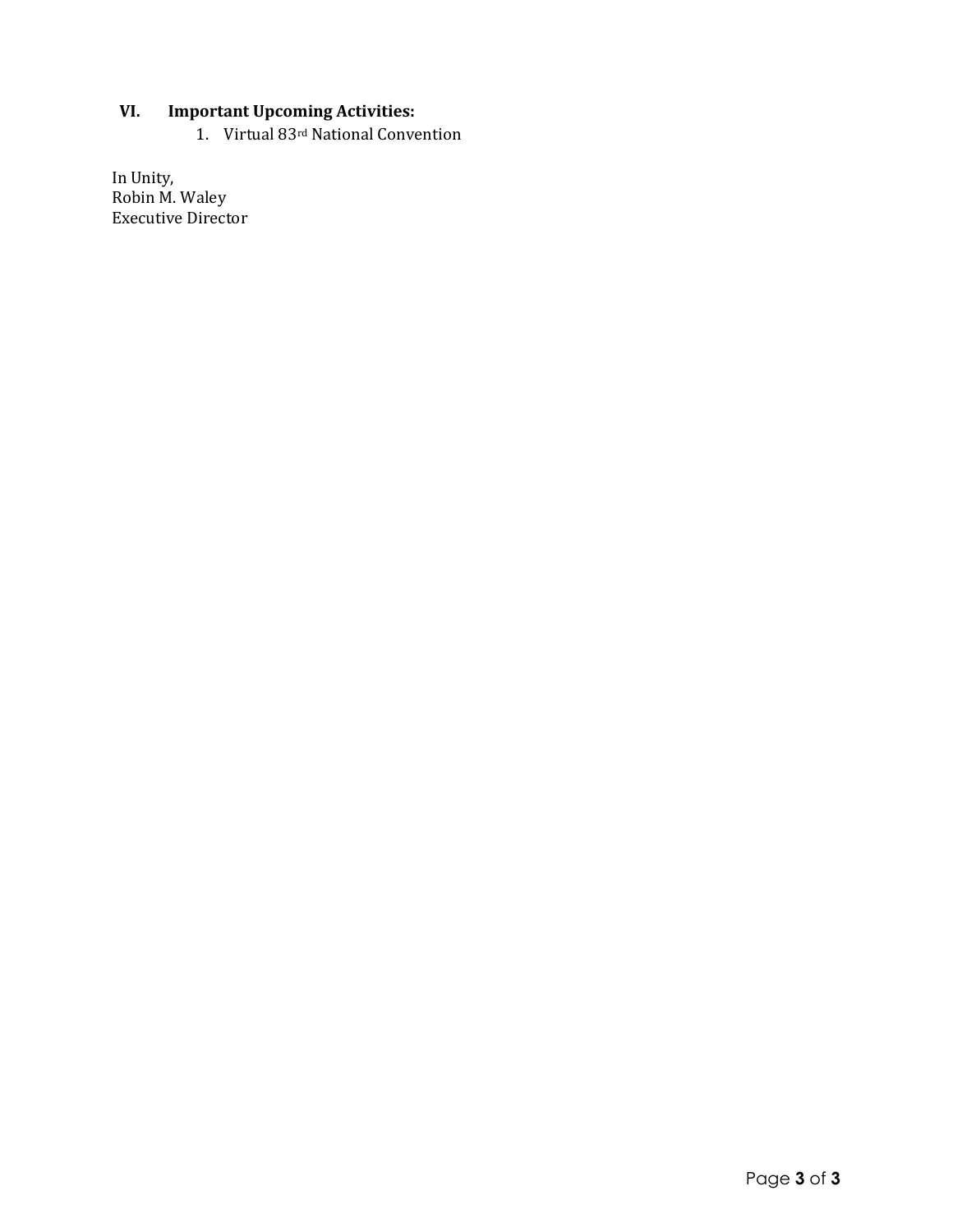## VI. Important Upcoming Activities:

1. Virtual 83rd National Convention

In Unity,
Robin M. Waley
Executive Director